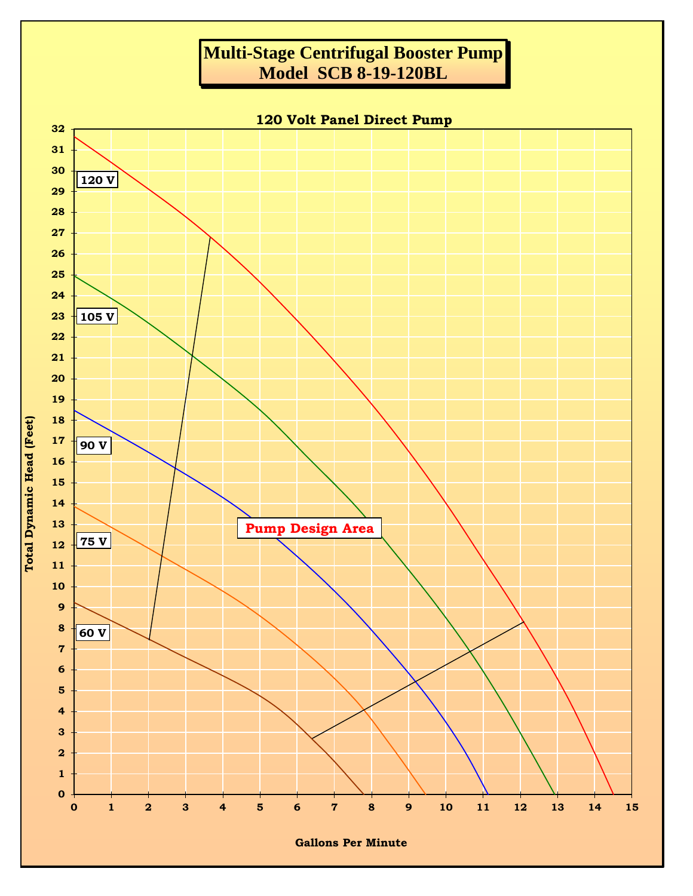# Multi-Stage Centrifugal Booster Pump
# Model SCB 8-19-120BL

## 120 Volt Panel Direct Pump

Total Dynamic Head (Feet)

120 V

105 V

90 V

75 V

60 V

Pump Design Area

Gallons Per Minute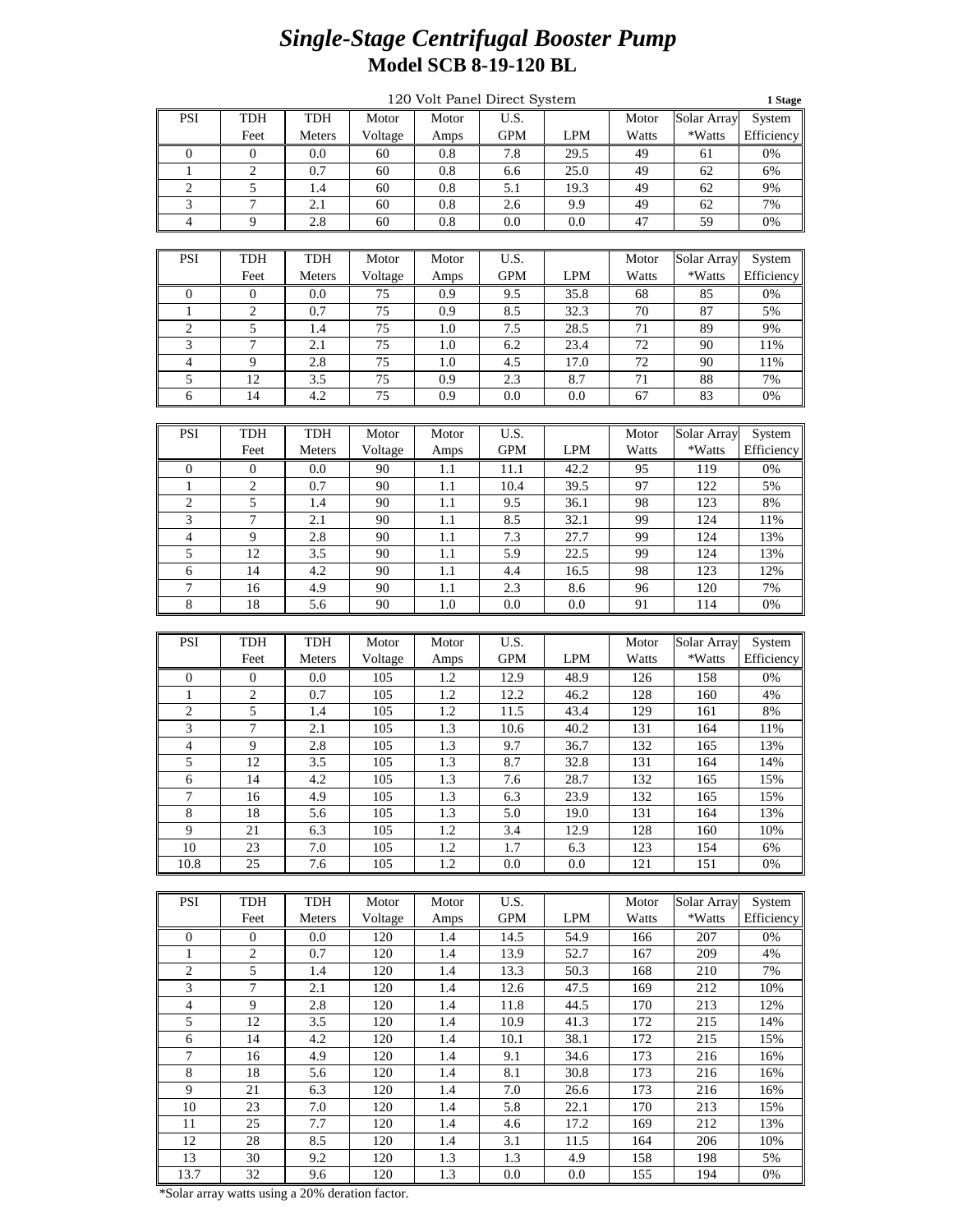# *Single-Stage Centrifugal Booster Pump*

## Model SCB 8-19-120 BL

120 Volt Panel Direct System **1 Stage**

| PSI | TDH Feet | TDH Meters | Motor Voltage | Motor Amps | U.S. GPM | LPM | Motor Watts | Solar Array *Watts | System Efficiency |
|---|---|---|---|---|---|---|---|---|---|
| 0 | 0 | 0.0 | 60 | 0.8 | 7.8 | 29.5 | 49 | 61 | 0% |
| 1 | 2 | 0.7 | 60 | 0.8 | 6.6 | 25.0 | 49 | 62 | 6% |
| 2 | 5 | 1.4 | 60 | 0.8 | 5.1 | 19.3 | 49 | 62 | 9% |
| 3 | 7 | 2.1 | 60 | 0.8 | 2.6 | 9.9 | 49 | 62 | 7% |
| 4 | 9 | 2.8 | 60 | 0.8 | 0.0 | 0.0 | 47 | 59 | 0% |

| PSI | TDH Feet | TDH Meters | Motor Voltage | Motor Amps | U.S. GPM | LPM | Motor Watts | Solar Array *Watts | System Efficiency |
|---|---|---|---|---|---|---|---|---|---|
| 0 | 0 | 0.0 | 75 | 0.9 | 9.5 | 35.8 | 68 | 85 | 0% |
| 1 | 2 | 0.7 | 75 | 0.9 | 8.5 | 32.3 | 70 | 87 | 5% |
| 2 | 5 | 1.4 | 75 | 1.0 | 7.5 | 28.5 | 71 | 89 | 9% |
| 3 | 7 | 2.1 | 75 | 1.0 | 6.2 | 23.4 | 72 | 90 | 11% |
| 4 | 9 | 2.8 | 75 | 1.0 | 4.5 | 17.0 | 72 | 90 | 11% |
| 5 | 12 | 3.5 | 75 | 0.9 | 2.3 | 8.7 | 71 | 88 | 7% |
| 6 | 14 | 4.2 | 75 | 0.9 | 0.0 | 0.0 | 67 | 83 | 0% |

| PSI | TDH Feet | TDH Meters | Motor Voltage | Motor Amps | U.S. GPM | LPM | Motor Watts | Solar Array *Watts | System Efficiency |
|---|---|---|---|---|---|---|---|---|---|
| 0 | 0 | 0.0 | 90 | 1.1 | 11.1 | 42.2 | 95 | 119 | 0% |
| 1 | 2 | 0.7 | 90 | 1.1 | 10.4 | 39.5 | 97 | 122 | 5% |
| 2 | 5 | 1.4 | 90 | 1.1 | 9.5 | 36.1 | 98 | 123 | 8% |
| 3 | 7 | 2.1 | 90 | 1.1 | 8.5 | 32.1 | 99 | 124 | 11% |
| 4 | 9 | 2.8 | 90 | 1.1 | 7.3 | 27.7 | 99 | 124 | 13% |
| 5 | 12 | 3.5 | 90 | 1.1 | 5.9 | 22.5 | 99 | 124 | 13% |
| 6 | 14 | 4.2 | 90 | 1.1 | 4.4 | 16.5 | 98 | 123 | 12% |
| 7 | 16 | 4.9 | 90 | 1.1 | 2.3 | 8.6 | 96 | 120 | 7% |
| 8 | 18 | 5.6 | 90 | 1.0 | 0.0 | 0.0 | 91 | 114 | 0% |

| PSI | TDH Feet | TDH Meters | Motor Voltage | Motor Amps | U.S. GPM | LPM | Motor Watts | Solar Array *Watts | System Efficiency |
|---|---|---|---|---|---|---|---|---|---|
| 0 | 0 | 0.0 | 105 | 1.2 | 12.9 | 48.9 | 126 | 158 | 0% |
| 1 | 2 | 0.7 | 105 | 1.2 | 12.2 | 46.2 | 128 | 160 | 4% |
| 2 | 5 | 1.4 | 105 | 1.2 | 11.5 | 43.4 | 129 | 161 | 8% |
| 3 | 7 | 2.1 | 105 | 1.3 | 10.6 | 40.2 | 131 | 164 | 11% |
| 4 | 9 | 2.8 | 105 | 1.3 | 9.7 | 36.7 | 132 | 165 | 13% |
| 5 | 12 | 3.5 | 105 | 1.3 | 8.7 | 32.8 | 131 | 164 | 14% |
| 6 | 14 | 4.2 | 105 | 1.3 | 7.6 | 28.7 | 132 | 165 | 15% |
| 7 | 16 | 4.9 | 105 | 1.3 | 6.3 | 23.9 | 132 | 165 | 15% |
| 8 | 18 | 5.6 | 105 | 1.3 | 5.0 | 19.0 | 131 | 164 | 13% |
| 9 | 21 | 6.3 | 105 | 1.2 | 3.4 | 12.9 | 128 | 160 | 10% |
| 10 | 23 | 7.0 | 105 | 1.2 | 1.7 | 6.3 | 123 | 154 | 6% |
| 10.8 | 25 | 7.6 | 105 | 1.2 | 0.0 | 0.0 | 121 | 151 | 0% |

| PSI | TDH Feet | TDH Meters | Motor Voltage | Motor Amps | U.S. GPM | LPM | Motor Watts | Solar Array *Watts | System Efficiency |
|---|---|---|---|---|---|---|---|---|---|
| 0 | 0 | 0.0 | 120 | 1.4 | 14.5 | 54.9 | 166 | 207 | 0% |
| 1 | 2 | 0.7 | 120 | 1.4 | 13.9 | 52.7 | 167 | 209 | 4% |
| 2 | 5 | 1.4 | 120 | 1.4 | 13.3 | 50.3 | 168 | 210 | 7% |
| 3 | 7 | 2.1 | 120 | 1.4 | 12.6 | 47.5 | 169 | 212 | 10% |
| 4 | 9 | 2.8 | 120 | 1.4 | 11.8 | 44.5 | 170 | 213 | 12% |
| 5 | 12 | 3.5 | 120 | 1.4 | 10.9 | 41.3 | 172 | 215 | 14% |
| 6 | 14 | 4.2 | 120 | 1.4 | 10.1 | 38.1 | 172 | 215 | 15% |
| 7 | 16 | 4.9 | 120 | 1.4 | 9.1 | 34.6 | 173 | 216 | 16% |
| 8 | 18 | 5.6 | 120 | 1.4 | 8.1 | 30.8 | 173 | 216 | 16% |
| 9 | 21 | 6.3 | 120 | 1.4 | 7.0 | 26.6 | 173 | 216 | 16% |
| 10 | 23 | 7.0 | 120 | 1.4 | 5.8 | 22.1 | 170 | 213 | 15% |
| 11 | 25 | 7.7 | 120 | 1.4 | 4.6 | 17.2 | 169 | 212 | 13% |
| 12 | 28 | 8.5 | 120 | 1.4 | 3.1 | 11.5 | 164 | 206 | 10% |
| 13 | 30 | 9.2 | 120 | 1.3 | 1.3 | 4.9 | 158 | 198 | 5% |
| 13.7 | 32 | 9.6 | 120 | 1.3 | 0.0 | 0.0 | 155 | 194 | 0% |

*Solar array watts using a 20% deration factor.